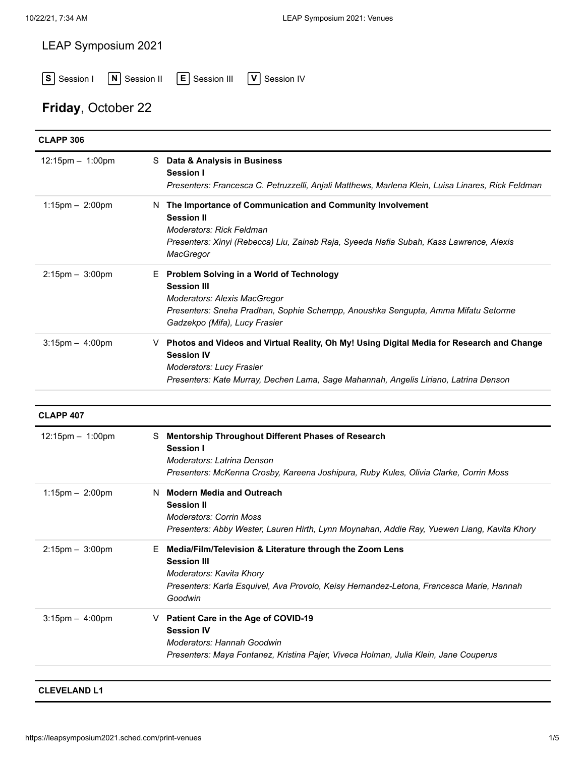# LEAP Symposium 2021

**S** Session I **N** Session II **E** Session III **V** Session IV

## **Friday**, October 22

### CLAPP 306

| | | |
|---|---|---|
| 12:15pm – 1:00pm | S | **Data & Analysis in Business**<br>**Session I**<br>*Presenters: Francesca C. Petruzzelli, Anjali Matthews, Marlena Klein, Luisa Linares, Rick Feldman* |
| 1:15pm – 2:00pm | N | **The Importance of Communication and Community Involvement**<br>**Session II**<br>*Moderators: Rick Feldman*<br>*Presenters: Xinyi (Rebecca) Liu, Zainab Raja, Syeeda Nafia Subah, Kass Lawrence, Alexis MacGregor* |
| 2:15pm – 3:00pm | E | **Problem Solving in a World of Technology**<br>**Session III**<br>*Moderators: Alexis MacGregor*<br>*Presenters: Sneha Pradhan, Sophie Schempp, Anoushka Sengupta, Amma Mifatu Setorme Gadzekpo (Mifa), Lucy Frasier* |
| 3:15pm – 4:00pm | V | **Photos and Videos and Virtual Reality, Oh My! Using Digital Media for Research and Change**<br>**Session IV**<br>*Moderators: Lucy Frasier*<br>*Presenters: Kate Murray, Dechen Lama, Sage Mahannah, Angelis Liriano, Latrina Denson* |

### CLAPP 407

| | | |
|---|---|---|
| 12:15pm – 1:00pm | S | **Mentorship Throughout Different Phases of Research**<br>**Session I**<br>*Moderators: Latrina Denson*<br>*Presenters: McKenna Crosby, Kareena Joshipura, Ruby Kules, Olivia Clarke, Corrin Moss* |
| 1:15pm – 2:00pm | N | **Modern Media and Outreach**<br>**Session II**<br>*Moderators: Corrin Moss*<br>*Presenters: Abby Wester, Lauren Hirth, Lynn Moynahan, Addie Ray, Yuewen Liang, Kavita Khory* |
| 2:15pm – 3:00pm | E | **Media/Film/Television & Literature through the Zoom Lens**<br>**Session III**<br>*Moderators: Kavita Khory*<br>*Presenters: Karla Esquivel, Ava Provolo, Keisy Hernandez-Letona, Francesca Marie, Hannah Goodwin* |
| 3:15pm – 4:00pm | V | **Patient Care in the Age of COVID-19**<br>**Session IV**<br>*Moderators: Hannah Goodwin*<br>*Presenters: Maya Fontanez, Kristina Pajer, Viveca Holman, Julia Klein, Jane Couperus* |

### CLEVELAND L1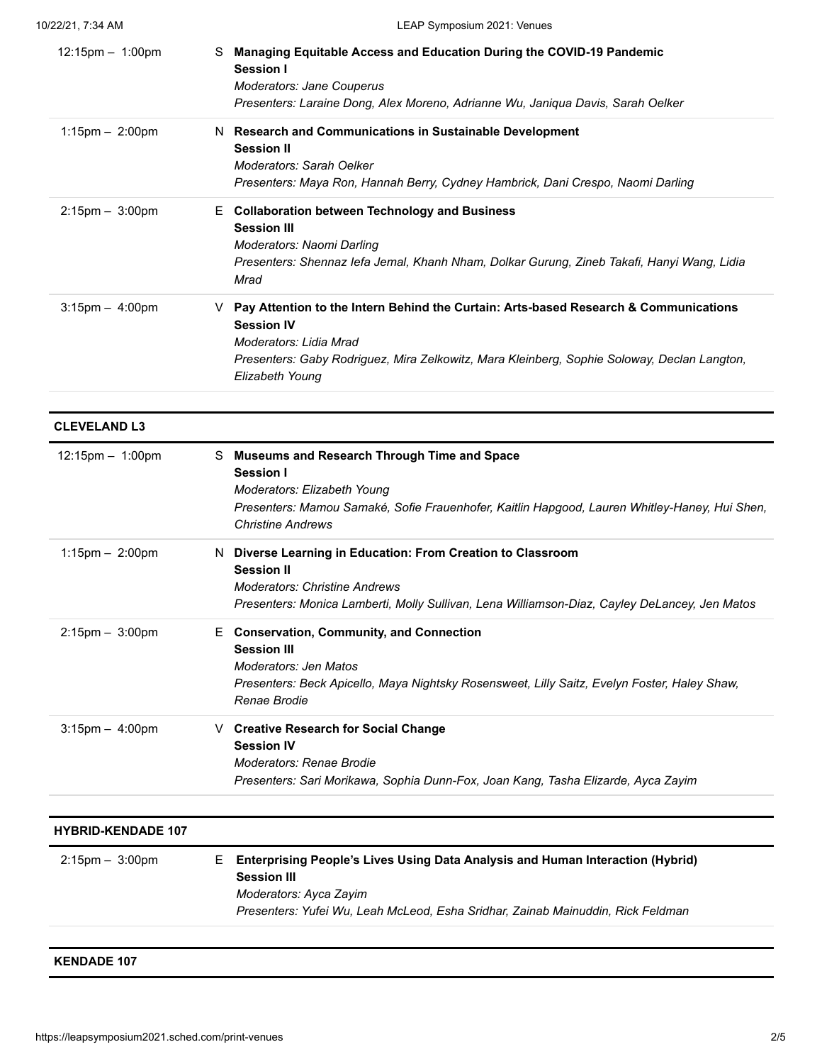| Time | | Session |
|---|---|---|
| 12:15pm – 1:00pm | S | **Managing Equitable Access and Education During the COVID-19 Pandemic**<br>**Session I**<br>*Moderators: Jane Couperus*<br>*Presenters: Laraine Dong, Alex Moreno, Adrianne Wu, Janiqua Davis, Sarah Oelker* |
| 1:15pm – 2:00pm | N | **Research and Communications in Sustainable Development**<br>**Session II**<br>*Moderators: Sarah Oelker*<br>*Presenters: Maya Ron, Hannah Berry, Cydney Hambrick, Dani Crespo, Naomi Darling* |
| 2:15pm – 3:00pm | E | **Collaboration between Technology and Business**<br>**Session III**<br>*Moderators: Naomi Darling*<br>*Presenters: Shennaz Iefa Jemal, Khanh Nham, Dolkar Gurung, Zineb Takafi, Hanyi Wang, Lidia Mrad* |
| 3:15pm – 4:00pm | V | **Pay Attention to the Intern Behind the Curtain: Arts-based Research & Communications**<br>**Session IV**<br>*Moderators: Lidia Mrad*<br>*Presenters: Gaby Rodriguez, Mira Zelkowitz, Mara Kleinberg, Sophie Soloway, Declan Langton, Elizabeth Young* |

## CLEVELAND L3

| Time | | Session |
|---|---|---|
| 12:15pm – 1:00pm | S | **Museums and Research Through Time and Space**<br>**Session I**<br>*Moderators: Elizabeth Young*<br>*Presenters: Mamou Samaké, Sofie Frauenhofer, Kaitlin Hapgood, Lauren Whitley-Haney, Hui Shen, Christine Andrews* |
| 1:15pm – 2:00pm | N | **Diverse Learning in Education: From Creation to Classroom**<br>**Session II**<br>*Moderators: Christine Andrews*<br>*Presenters: Monica Lamberti, Molly Sullivan, Lena Williamson-Diaz, Cayley DeLancey, Jen Matos* |
| 2:15pm – 3:00pm | E | **Conservation, Community, and Connection**<br>**Session III**<br>*Moderators: Jen Matos*<br>*Presenters: Beck Apicello, Maya Nightsky Rosensweet, Lilly Saitz, Evelyn Foster, Haley Shaw, Renae Brodie* |
| 3:15pm – 4:00pm | V | **Creative Research for Social Change**<br>**Session IV**<br>*Moderators: Renae Brodie*<br>*Presenters: Sari Morikawa, Sophia Dunn-Fox, Joan Kang, Tasha Elizarde, Ayca Zayim* |

## HYBRID-KENDADE 107

| Time | | Session |
|---|---|---|
| 2:15pm – 3:00pm | E | **Enterprising People's Lives Using Data Analysis and Human Interaction (Hybrid)**<br>**Session III**<br>*Moderators: Ayca Zayim*<br>*Presenters: Yufei Wu, Leah McLeod, Esha Sridhar, Zainab Mainuddin, Rick Feldman* |

## KENDADE 107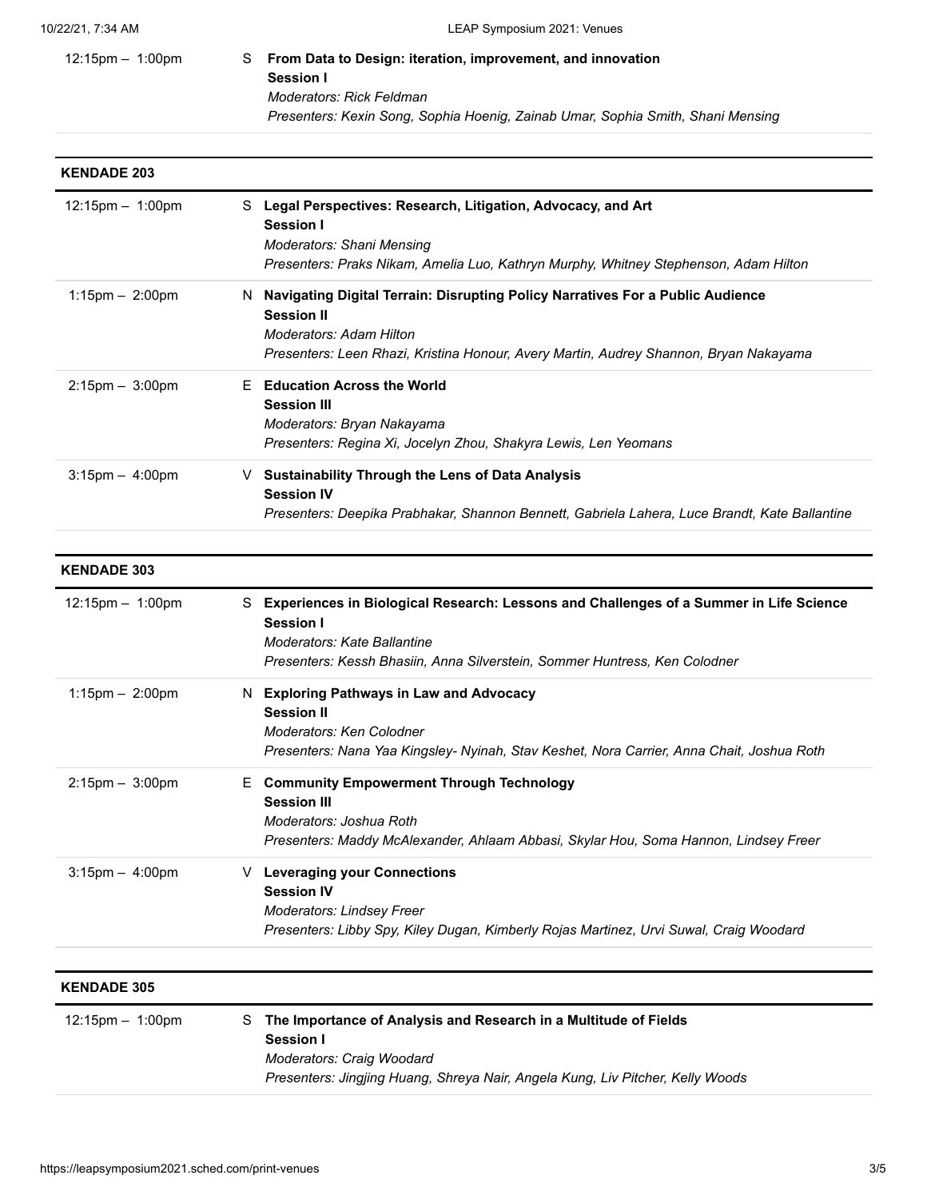12:15pm – 1:00pm S **From Data to Design: iteration, improvement, and innovation**
**Session I**
*Moderators: Rick Feldman*
*Presenters: Kexin Song, Sophia Hoenig, Zainab Umar, Sophia Smith, Shani Mensing*

## KENDADE 203

12:15pm – 1:00pm S **Legal Perspectives: Research, Litigation, Advocacy, and Art**
**Session I**
*Moderators: Shani Mensing*
*Presenters: Praks Nikam, Amelia Luo, Kathryn Murphy, Whitney Stephenson, Adam Hilton*

1:15pm – 2:00pm N **Navigating Digital Terrain: Disrupting Policy Narratives For a Public Audience**
**Session II**
*Moderators: Adam Hilton*
*Presenters: Leen Rhazi, Kristina Honour, Avery Martin, Audrey Shannon, Bryan Nakayama*

2:15pm – 3:00pm E **Education Across the World**
**Session III**
*Moderators: Bryan Nakayama*
*Presenters: Regina Xi, Jocelyn Zhou, Shakyra Lewis, Len Yeomans*

3:15pm – 4:00pm V **Sustainability Through the Lens of Data Analysis**
**Session IV**
*Presenters: Deepika Prabhakar, Shannon Bennett, Gabriela Lahera, Luce Brandt, Kate Ballantine*

## KENDADE 303

12:15pm – 1:00pm S **Experiences in Biological Research: Lessons and Challenges of a Summer in Life Science**
**Session I**
*Moderators: Kate Ballantine*
*Presenters: Kessh Bhasiin, Anna Silverstein, Sommer Huntress, Ken Colodner*

1:15pm – 2:00pm N **Exploring Pathways in Law and Advocacy**
**Session II**
*Moderators: Ken Colodner*
*Presenters: Nana Yaa Kingsley- Nyinah, Stav Keshet, Nora Carrier, Anna Chait, Joshua Roth*

2:15pm – 3:00pm E **Community Empowerment Through Technology**
**Session III**
*Moderators: Joshua Roth*
*Presenters: Maddy McAlexander, Ahlaam Abbasi, Skylar Hou, Soma Hannon, Lindsey Freer*

3:15pm – 4:00pm V **Leveraging your Connections**
**Session IV**
*Moderators: Lindsey Freer*
*Presenters: Libby Spy, Kiley Dugan, Kimberly Rojas Martinez, Urvi Suwal, Craig Woodard*

## KENDADE 305

12:15pm – 1:00pm S **The Importance of Analysis and Research in a Multitude of Fields**
**Session I**
*Moderators: Craig Woodard*
*Presenters: Jingjing Huang, Shreya Nair, Angela Kung, Liv Pitcher, Kelly Woods*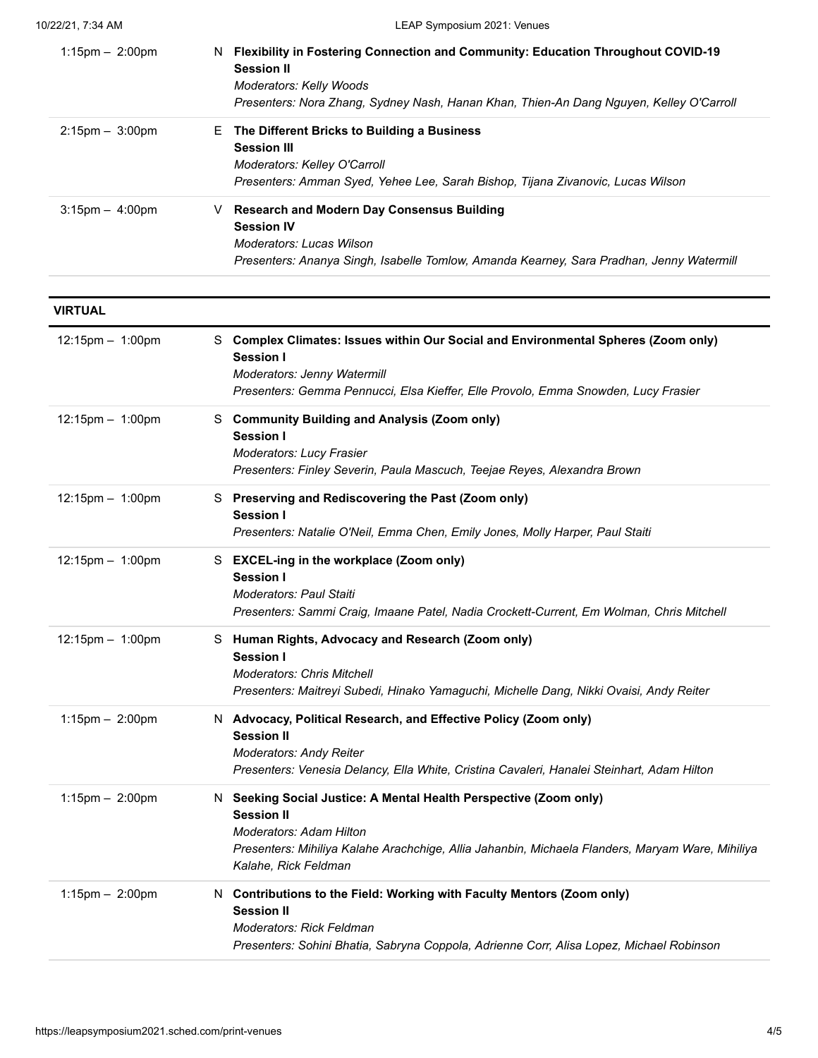| | | |
|---|---|---|
| 1:15pm – 2:00pm | N | **Flexibility in Fostering Connection and Community: Education Throughout COVID-19**<br>**Session II**<br>*Moderators: Kelly Woods*<br>*Presenters: Nora Zhang, Sydney Nash, Hanan Khan, Thien-An Dang Nguyen, Kelley O'Carroll* |
| 2:15pm – 3:00pm | E | **The Different Bricks to Building a Business**<br>**Session III**<br>*Moderators: Kelley O'Carroll*<br>*Presenters: Amman Syed, Yehee Lee, Sarah Bishop, Tijana Zivanovic, Lucas Wilson* |
| 3:15pm – 4:00pm | V | **Research and Modern Day Consensus Building**<br>**Session IV**<br>*Moderators: Lucas Wilson*<br>*Presenters: Ananya Singh, Isabelle Tomlow, Amanda Kearney, Sara Pradhan, Jenny Watermill* |

## VIRTUAL

| | | |
|---|---|---|
| 12:15pm – 1:00pm | S | **Complex Climates: Issues within Our Social and Environmental Spheres (Zoom only)**<br>**Session I**<br>*Moderators: Jenny Watermill*<br>*Presenters: Gemma Pennucci, Elsa Kieffer, Elle Provolo, Emma Snowden, Lucy Frasier* |
| 12:15pm – 1:00pm | S | **Community Building and Analysis (Zoom only)**<br>**Session I**<br>*Moderators: Lucy Frasier*<br>*Presenters: Finley Severin, Paula Mascuch, Teejae Reyes, Alexandra Brown* |
| 12:15pm – 1:00pm | S | **Preserving and Rediscovering the Past (Zoom only)**<br>**Session I**<br>*Presenters: Natalie O'Neil, Emma Chen, Emily Jones, Molly Harper, Paul Staiti* |
| 12:15pm – 1:00pm | S | **EXCEL-ing in the workplace (Zoom only)**<br>**Session I**<br>*Moderators: Paul Staiti*<br>*Presenters: Sammi Craig, Imaane Patel, Nadia Crockett-Current, Em Wolman, Chris Mitchell* |
| 12:15pm – 1:00pm | S | **Human Rights, Advocacy and Research (Zoom only)**<br>**Session I**<br>*Moderators: Chris Mitchell*<br>*Presenters: Maitreyi Subedi, Hinako Yamaguchi, Michelle Dang, Nikki Ovaisi, Andy Reiter* |
| 1:15pm – 2:00pm | N | **Advocacy, Political Research, and Effective Policy (Zoom only)**<br>**Session II**<br>*Moderators: Andy Reiter*<br>*Presenters: Venesia Delancy, Ella White, Cristina Cavaleri, Hanalei Steinhart, Adam Hilton* |
| 1:15pm – 2:00pm | N | **Seeking Social Justice: A Mental Health Perspective (Zoom only)**<br>**Session II**<br>*Moderators: Adam Hilton*<br>*Presenters: Mihiliya Kalahe Arachchige, Allia Jahanbin, Michaela Flanders, Maryam Ware, Mihiliya Kalahe, Rick Feldman* |
| 1:15pm – 2:00pm | N | **Contributions to the Field: Working with Faculty Mentors (Zoom only)**<br>**Session II**<br>*Moderators: Rick Feldman*<br>*Presenters: Sohini Bhatia, Sabryna Coppola, Adrienne Corr, Alisa Lopez, Michael Robinson* |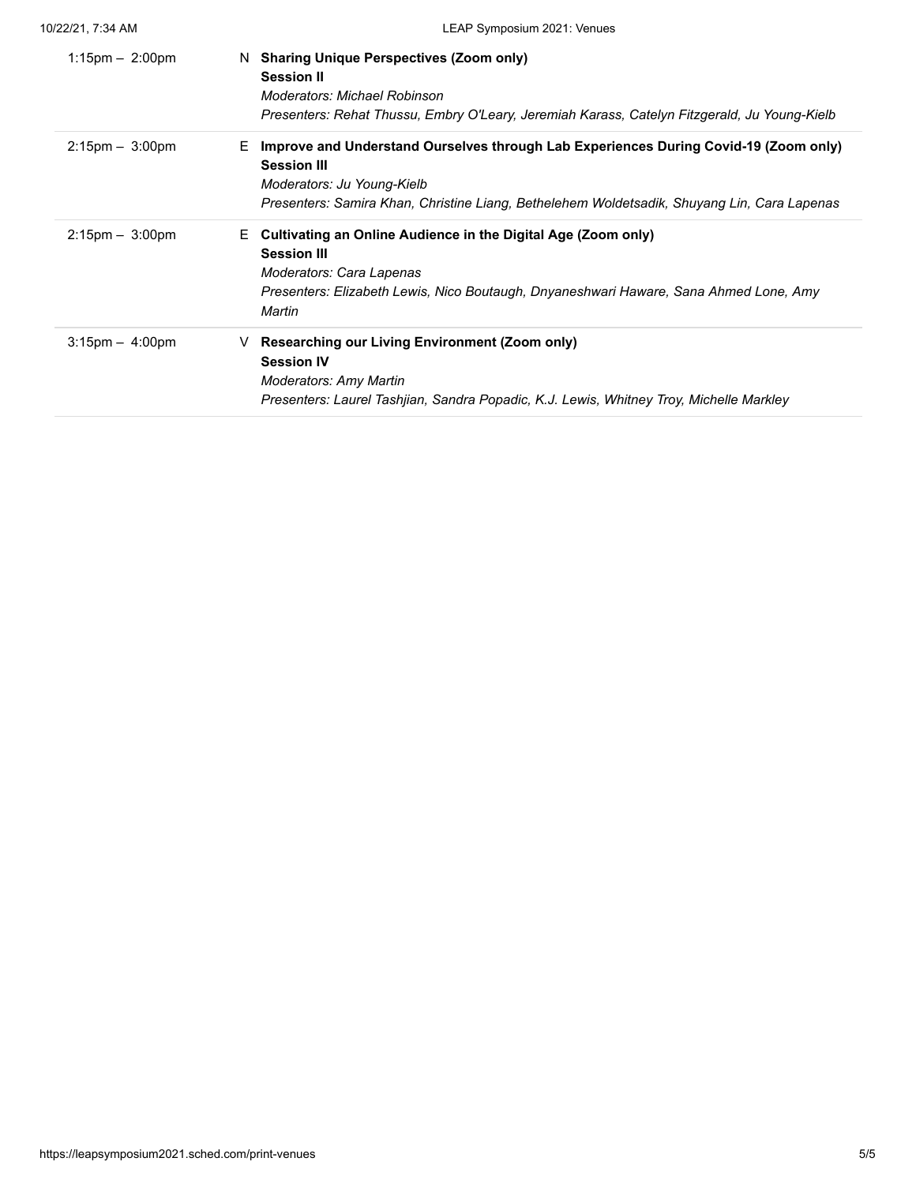| | | |
|---|---|---|
| 1:15pm – 2:00pm | N | **Sharing Unique Perspectives (Zoom only)**<br>**Session II**<br>*Moderators: Michael Robinson*<br>*Presenters: Rehat Thussu, Embry O'Leary, Jeremiah Karass, Catelyn Fitzgerald, Ju Young-Kielb* |
| 2:15pm – 3:00pm | E | **Improve and Understand Ourselves through Lab Experiences During Covid-19 (Zoom only)**<br>**Session III**<br>*Moderators: Ju Young-Kielb*<br>*Presenters: Samira Khan, Christine Liang, Bethelehem Woldetsadik, Shuyang Lin, Cara Lapenas* |
| 2:15pm – 3:00pm | E | **Cultivating an Online Audience in the Digital Age (Zoom only)**<br>**Session III**<br>*Moderators: Cara Lapenas*<br>*Presenters: Elizabeth Lewis, Nico Boutaugh, Dnyaneshwari Haware, Sana Ahmed Lone, Amy Martin* |
| 3:15pm – 4:00pm | V | **Researching our Living Environment (Zoom only)**<br>**Session IV**<br>*Moderators: Amy Martin*<br>*Presenters: Laurel Tashjian, Sandra Popadic, K.J. Lewis, Whitney Troy, Michelle Markley* |